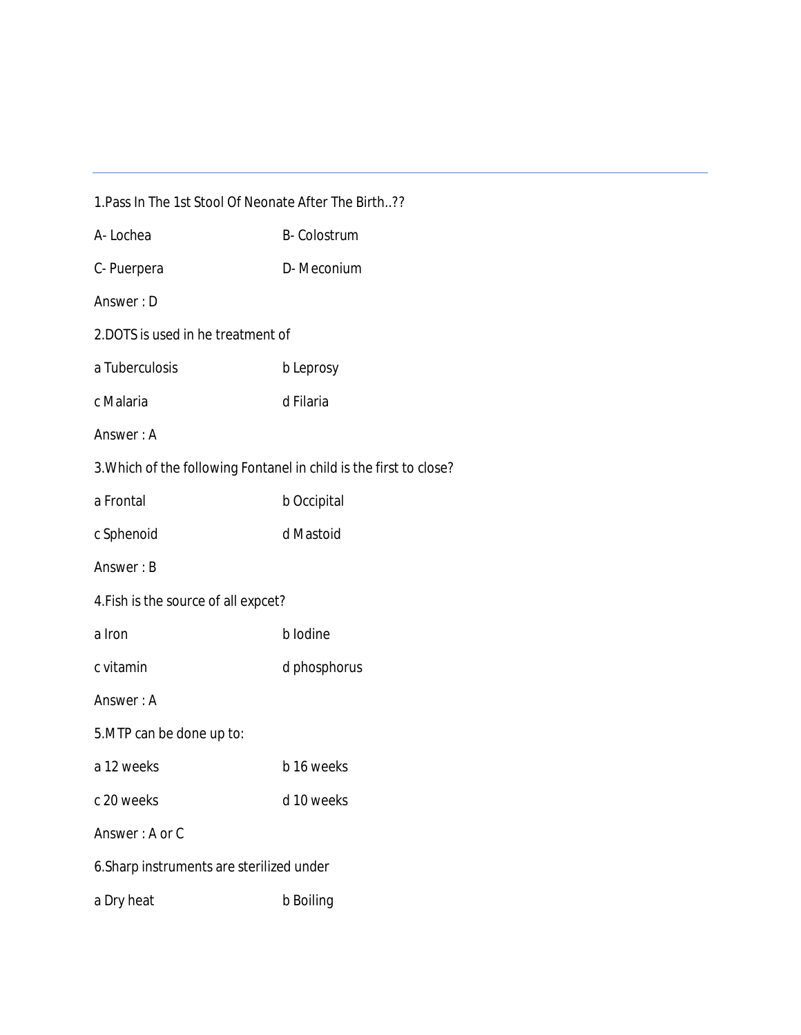1.Pass In The 1st Stool Of Neonate After The Birth..??

A- Lochea B- Colostrum

C- Puerpera D- Meconium

Answer : D

2.DOTS is used in he treatment of

a Tuberculosis b Leprosy

c Malaria d Filaria

Answer : A

3.Which of the following Fontanel in child is the first to close?

a Frontal b Occipital

c Sphenoid d Mastoid

Answer : B

4.Fish is the source of all expcet?

a Iron b Iodine

c vitamin d phosphorus

Answer : A

5.MTP can be done up to:

a 12 weeks b 16 weeks

c 20 weeks d 10 weeks

Answer : A or C

6.Sharp instruments are sterilized under

a Dry heat b Boiling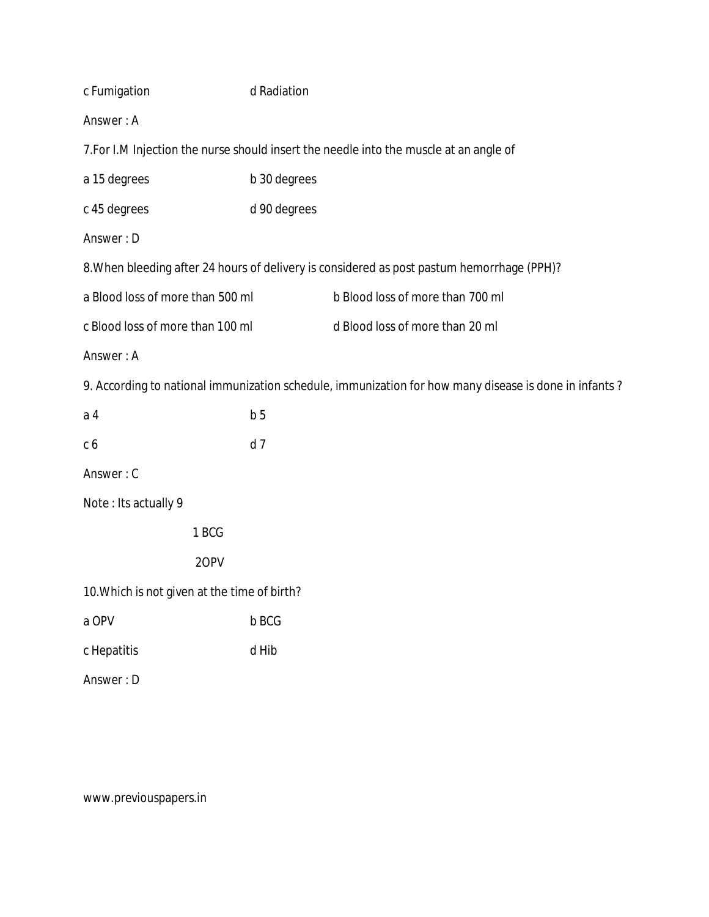c Fumigation　　　　d Radiation

Answer : A

7.For I.M Injection the nurse should insert the needle into the muscle at an angle of

a 15 degrees　　　　b 30 degrees

c 45 degrees　　　　d 90 degrees

Answer : D

8.When bleeding after 24 hours of delivery is considered as post pastum hemorrhage (PPH)?

a Blood loss of more than 500 ml　　　　b Blood loss of more than 700 ml

c Blood loss of more than 100 ml　　　　d Blood loss of more than 20 ml

Answer : A

9. According to national immunization schedule, immunization for how many disease is done in infants ?

a 4　　　　b 5

c 6　　　　d 7

Answer : C

Note : Its actually 9

1 BCG

2OPV

10.Which is not given at the time of birth?

a OPV　　　　b BCG

c Hepatitis　　　　d Hib

Answer : D

www.previouspapers.in